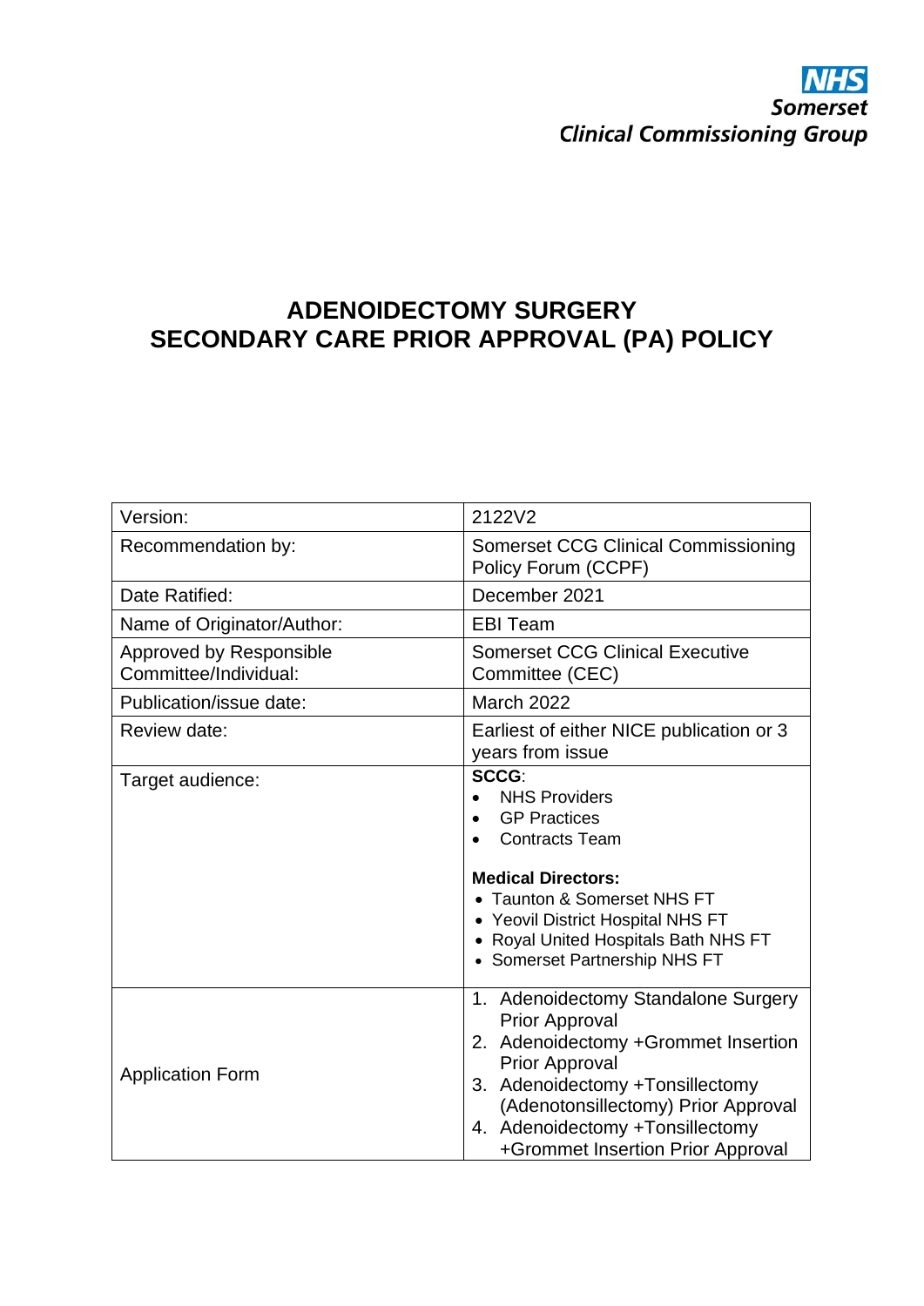NHS
Somerset
Clinical Commissioning Group

# ADENOIDECTOMY SURGERY
# SECONDARY CARE PRIOR APPROVAL (PA) POLICY

| | |
|---|---|
| Version: | 2122V2 |
| Recommendation by: | Somerset CCG Clinical Commissioning Policy Forum (CCPF) |
| Date Ratified: | December 2021 |
| Name of Originator/Author: | EBI Team |
| Approved by Responsible Committee/Individual: | Somerset CCG Clinical Executive Committee (CEC) |
| Publication/issue date: | March 2022 |
| Review date: | Earliest of either NICE publication or 3 years from issue |
| Target audience: | **SCCG**:<br>• NHS Providers<br>• GP Practices<br>• Contracts Team<br><br>**Medical Directors:**<br>• Taunton & Somerset NHS FT<br>• Yeovil District Hospital NHS FT<br>• Royal United Hospitals Bath NHS FT<br>• Somerset Partnership NHS FT |
| Application Form | 1. Adenoidectomy Standalone Surgery Prior Approval<br>2. Adenoidectomy +Grommet Insertion Prior Approval<br>3. Adenoidectomy +Tonsillectomy (Adenotonsillectomy) Prior Approval<br>4. Adenoidectomy +Tonsillectomy +Grommet Insertion Prior Approval |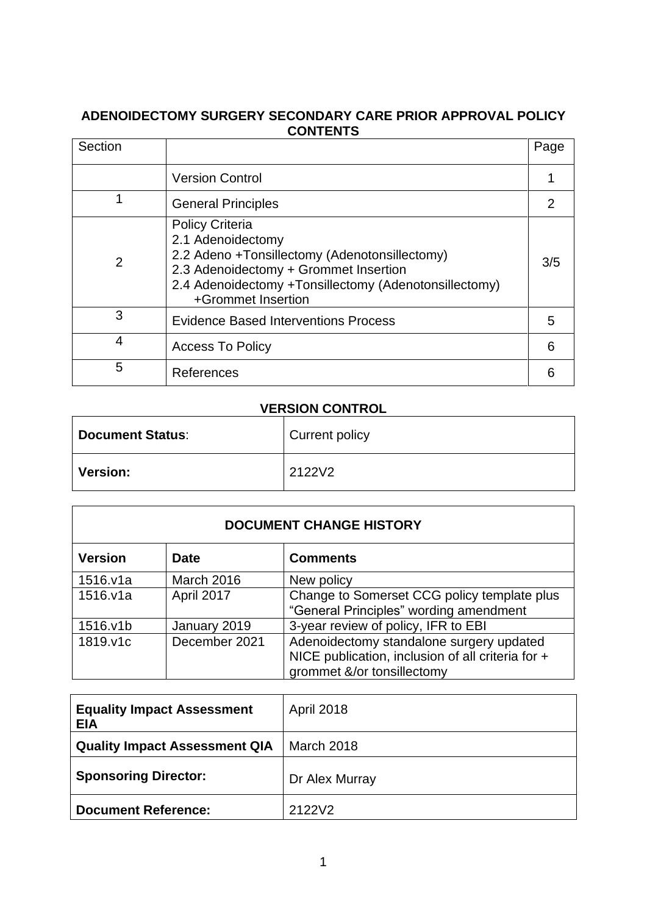**ADENOIDECTOMY SURGERY SECONDARY CARE PRIOR APPROVAL POLICY**

**CONTENTS**

| Section | | Page |
|---|---|---|
| | Version Control | 1 |
| 1 | General Principles | 2 |
| 2 | Policy Criteria<br>2.1 Adenoidectomy<br>2.2 Adeno +Tonsillectomy (Adenotonsillectomy)<br>2.3 Adenoidectomy + Grommet Insertion<br>2.4 Adenoidectomy +Tonsillectomy (Adenotonsillectomy) +Grommet Insertion | 3/5 |
| 3 | Evidence Based Interventions Process | 5 |
| 4 | Access To Policy | 6 |
| 5 | References | 6 |

**VERSION CONTROL**

| | |
|---|---|
| **Document Status**: | Current policy |
| **Version:** | 2122V2 |

| **DOCUMENT CHANGE HISTORY** | | |
|---|---|---|
| **Version** | **Date** | **Comments** |
| 1516.v1a | March 2016 | New policy |
| 1516.v1a | April 2017 | Change to Somerset CCG policy template plus “General Principles” wording amendment |
| 1516.v1b | January 2019 | 3-year review of policy, IFR to EBI |
| 1819.v1c | December 2021 | Adenoidectomy standalone surgery updated NICE publication, inclusion of all criteria for + grommet &/or tonsillectomy |

| | |
|---|---|
| **Equality Impact Assessment EIA** | April 2018 |
| **Quality Impact Assessment QIA** | March 2018 |
| **Sponsoring Director:** | Dr Alex Murray |
| **Document Reference:** | 2122V2 |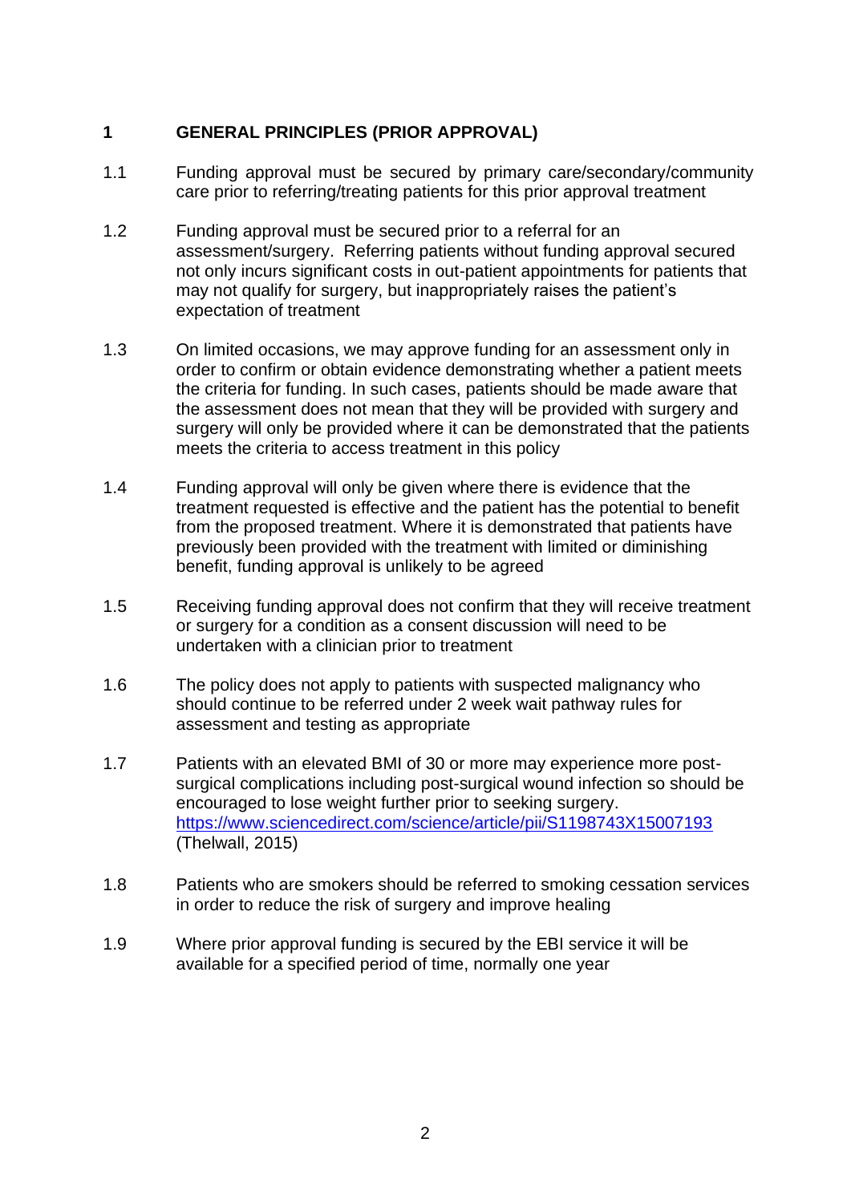## 1 GENERAL PRINCIPLES (PRIOR APPROVAL)

1.1 Funding approval must be secured by primary care/secondary/community care prior to referring/treating patients for this prior approval treatment

1.2 Funding approval must be secured prior to a referral for an assessment/surgery. Referring patients without funding approval secured not only incurs significant costs in out-patient appointments for patients that may not qualify for surgery, but inappropriately raises the patient's expectation of treatment

1.3 On limited occasions, we may approve funding for an assessment only in order to confirm or obtain evidence demonstrating whether a patient meets the criteria for funding. In such cases, patients should be made aware that the assessment does not mean that they will be provided with surgery and surgery will only be provided where it can be demonstrated that the patients meets the criteria to access treatment in this policy

1.4 Funding approval will only be given where there is evidence that the treatment requested is effective and the patient has the potential to benefit from the proposed treatment. Where it is demonstrated that patients have previously been provided with the treatment with limited or diminishing benefit, funding approval is unlikely to be agreed

1.5 Receiving funding approval does not confirm that they will receive treatment or surgery for a condition as a consent discussion will need to be undertaken with a clinician prior to treatment

1.6 The policy does not apply to patients with suspected malignancy who should continue to be referred under 2 week wait pathway rules for assessment and testing as appropriate

1.7 Patients with an elevated BMI of 30 or more may experience more post-surgical complications including post-surgical wound infection so should be encouraged to lose weight further prior to seeking surgery. [https://www.sciencedirect.com/science/article/pii/S1198743X15007193](https://www.sciencedirect.com/science/article/pii/S1198743X15007193) (Thelwall, 2015)

1.8 Patients who are smokers should be referred to smoking cessation services in order to reduce the risk of surgery and improve healing

1.9 Where prior approval funding is secured by the EBI service it will be available for a specified period of time, normally one year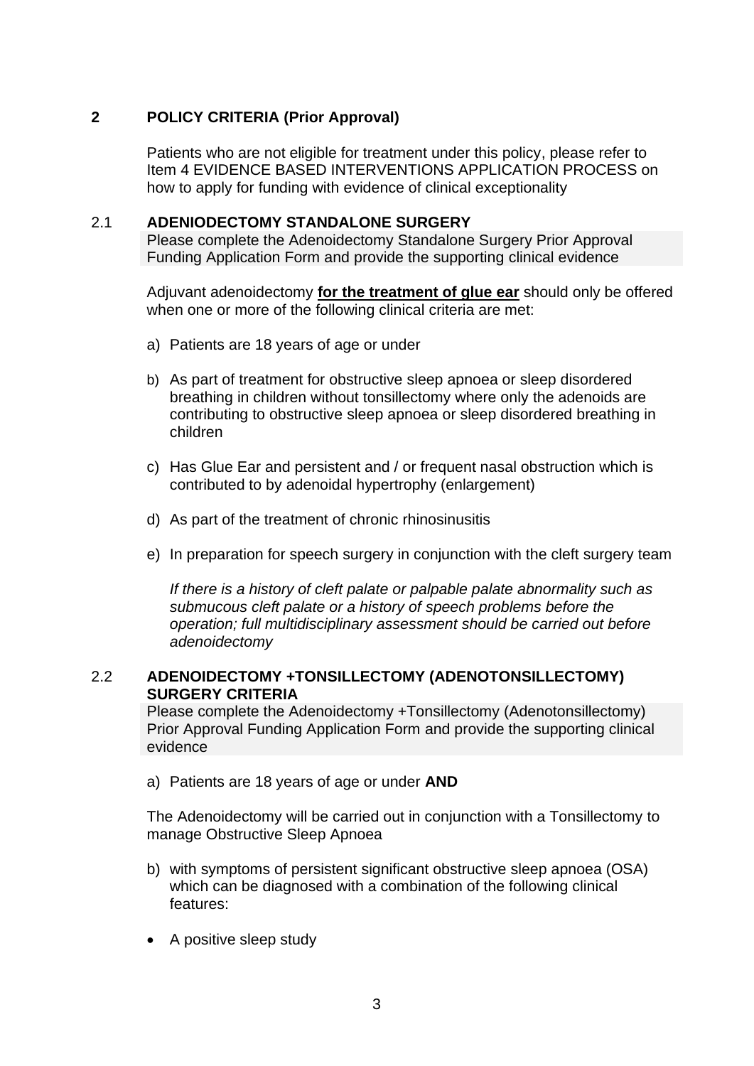## 2 POLICY CRITERIA (Prior Approval)

Patients who are not eligible for treatment under this policy, please refer to Item 4 EVIDENCE BASED INTERVENTIONS APPLICATION PROCESS on how to apply for funding with evidence of clinical exceptionality

### 2.1 ADENIODECTOMY STANDALONE SURGERY

Please complete the Adenoidectomy Standalone Surgery Prior Approval Funding Application Form and provide the supporting clinical evidence

Adjuvant adenoidectomy **for the treatment of glue ear** should only be offered when one or more of the following clinical criteria are met:

a) Patients are 18 years of age or under

b) As part of treatment for obstructive sleep apnoea or sleep disordered breathing in children without tonsillectomy where only the adenoids are contributing to obstructive sleep apnoea or sleep disordered breathing in children

c) Has Glue Ear and persistent and / or frequent nasal obstruction which is contributed to by adenoidal hypertrophy (enlargement)

d) As part of the treatment of chronic rhinosinusitis

e) In preparation for speech surgery in conjunction with the cleft surgery team

*If there is a history of cleft palate or palpable palate abnormality such as submucous cleft palate or a history of speech problems before the operation; full multidisciplinary assessment should be carried out before adenoidectomy*

### 2.2 ADENOIDECTOMY +TONSILLECTOMY (ADENOTONSILLECTOMY) SURGERY CRITERIA

Please complete the Adenoidectomy +Tonsillectomy (Adenotonsillectomy) Prior Approval Funding Application Form and provide the supporting clinical evidence

a) Patients are 18 years of age or under **AND**

The Adenoidectomy will be carried out in conjunction with a Tonsillectomy to manage Obstructive Sleep Apnoea

b) with symptoms of persistent significant obstructive sleep apnoea (OSA) which can be diagnosed with a combination of the following clinical features:

- A positive sleep study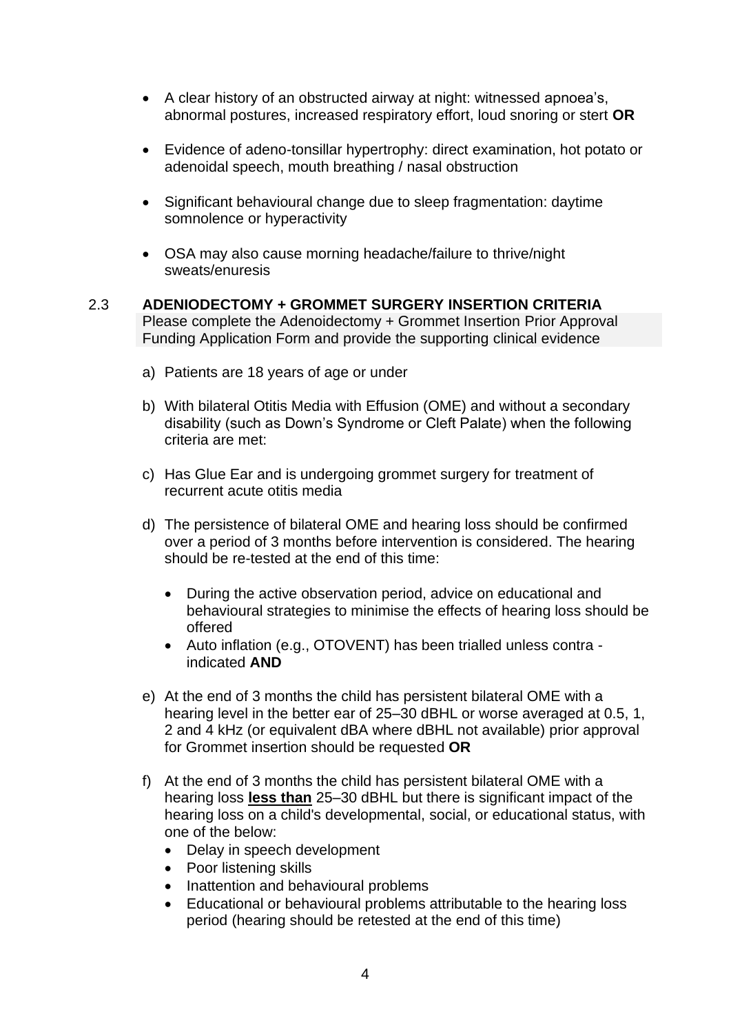- A clear history of an obstructed airway at night: witnessed apnoea's, abnormal postures, increased respiratory effort, loud snoring or stert **OR**

- Evidence of adeno-tonsillar hypertrophy: direct examination, hot potato or adenoidal speech, mouth breathing / nasal obstruction

- Significant behavioural change due to sleep fragmentation: daytime somnolence or hyperactivity

- OSA may also cause morning headache/failure to thrive/night sweats/enuresis

## 2.3 ADENIODECTOMY + GROMMET SURGERY INSERTION CRITERIA

Please complete the Adenoidectomy + Grommet Insertion Prior Approval Funding Application Form and provide the supporting clinical evidence

a) Patients are 18 years of age or under

b) With bilateral Otitis Media with Effusion (OME) and without a secondary disability (such as Down's Syndrome or Cleft Palate) when the following criteria are met:

c) Has Glue Ear and is undergoing grommet surgery for treatment of recurrent acute otitis media

d) The persistence of bilateral OME and hearing loss should be confirmed over a period of 3 months before intervention is considered. The hearing should be re-tested at the end of this time:

   - During the active observation period, advice on educational and behavioural strategies to minimise the effects of hearing loss should be offered
   - Auto inflation (e.g., OTOVENT) has been trialled unless contra - indicated **AND**

e) At the end of 3 months the child has persistent bilateral OME with a hearing level in the better ear of 25–30 dBHL or worse averaged at 0.5, 1, 2 and 4 kHz (or equivalent dBA where dBHL not available) prior approval for Grommet insertion should be requested **OR**

f) At the end of 3 months the child has persistent bilateral OME with a hearing loss **<u>less than</u>** 25–30 dBHL but there is significant impact of the hearing loss on a child's developmental, social, or educational status, with one of the below:
   - Delay in speech development
   - Poor listening skills
   - Inattention and behavioural problems
   - Educational or behavioural problems attributable to the hearing loss period (hearing should be retested at the end of this time)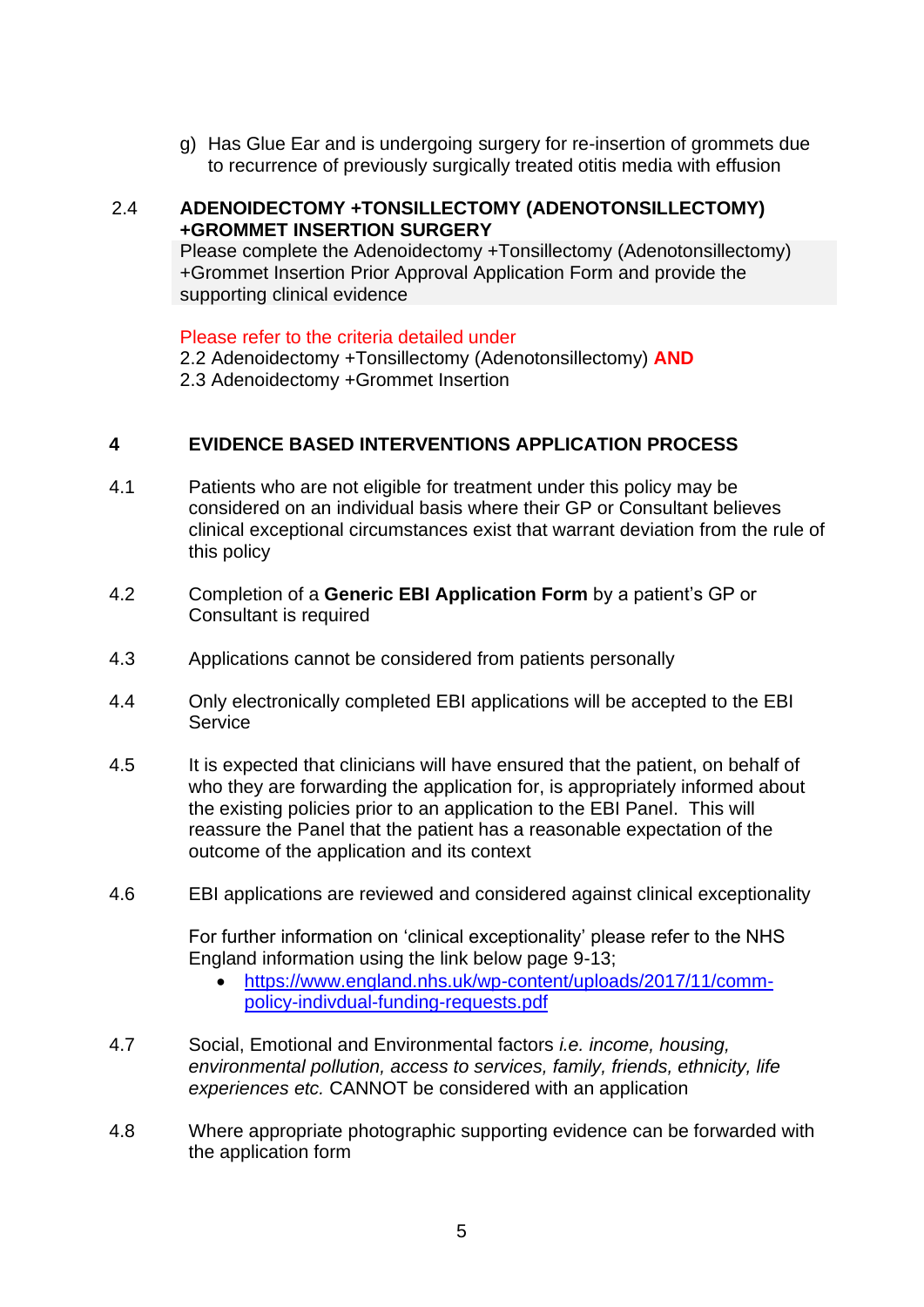g) Has Glue Ear and is undergoing surgery for re-insertion of grommets due to recurrence of previously surgically treated otitis media with effusion

### 2.4 ADENOIDECTOMY +TONSILLECTOMY (ADENOTONSILLECTOMY) +GROMMET INSERTION SURGERY

Please complete the Adenoidectomy +Tonsillectomy (Adenotonsillectomy) +Grommet Insertion Prior Approval Application Form and provide the supporting clinical evidence

Please refer to the criteria detailed under
2.2 Adenoidectomy +Tonsillectomy (Adenotonsillectomy) **AND**
2.3 Adenoidectomy +Grommet Insertion

## 4 EVIDENCE BASED INTERVENTIONS APPLICATION PROCESS

4.1 Patients who are not eligible for treatment under this policy may be considered on an individual basis where their GP or Consultant believes clinical exceptional circumstances exist that warrant deviation from the rule of this policy

4.2 Completion of a **Generic EBI Application Form** by a patient's GP or Consultant is required

4.3 Applications cannot be considered from patients personally

4.4 Only electronically completed EBI applications will be accepted to the EBI Service

4.5 It is expected that clinicians will have ensured that the patient, on behalf of who they are forwarding the application for, is appropriately informed about the existing policies prior to an application to the EBI Panel. This will reassure the Panel that the patient has a reasonable expectation of the outcome of the application and its context

4.6 EBI applications are reviewed and considered against clinical exceptionality

For further information on 'clinical exceptionality' please refer to the NHS England information using the link below page 9-13;

- https://www.england.nhs.uk/wp-content/uploads/2017/11/comm-policy-indivdual-funding-requests.pdf

4.7 Social, Emotional and Environmental factors *i.e. income, housing, environmental pollution, access to services, family, friends, ethnicity, life experiences etc.* CANNOT be considered with an application

4.8 Where appropriate photographic supporting evidence can be forwarded with the application form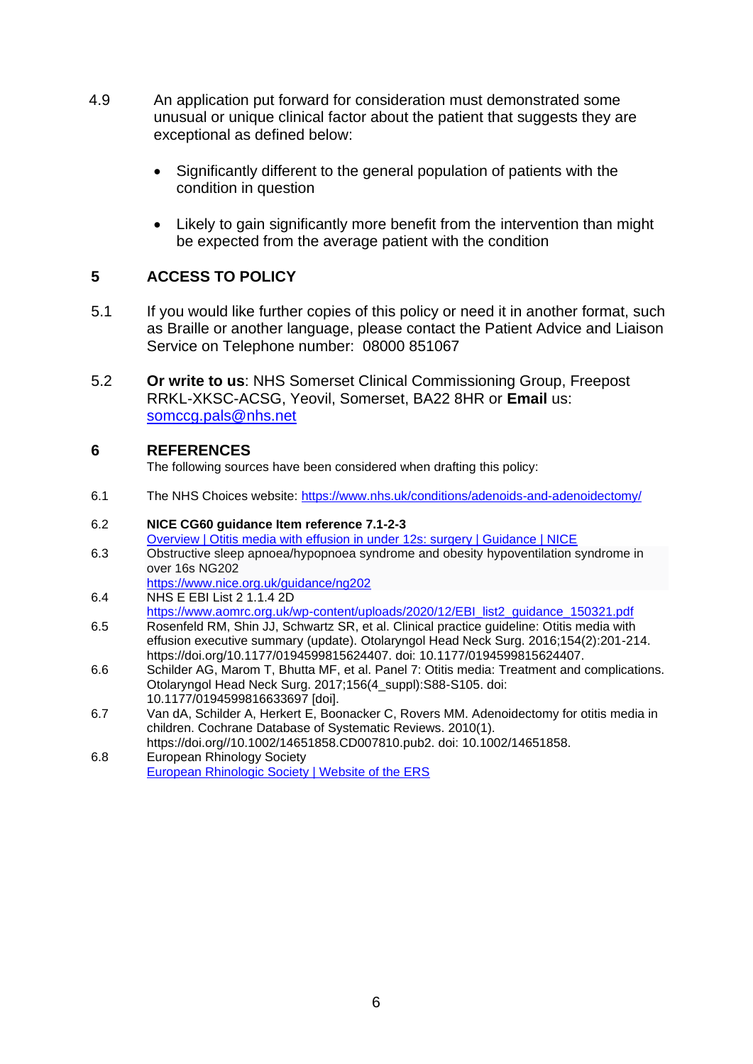4.9 An application put forward for consideration must demonstrated some unusual or unique clinical factor about the patient that suggests they are exceptional as defined below:

- Significantly different to the general population of patients with the condition in question
- Likely to gain significantly more benefit from the intervention than might be expected from the average patient with the condition

## 5 ACCESS TO POLICY

5.1 If you would like further copies of this policy or need it in another format, such as Braille or another language, please contact the Patient Advice and Liaison Service on Telephone number: 08000 851067

5.2 **Or write to us**: NHS Somerset Clinical Commissioning Group, Freepost RRKL-XKSC-ACSG, Yeovil, Somerset, BA22 8HR or **Email** us: [somccg.pals@nhs.net](mailto:somccg.pals@nhs.net)

## 6 REFERENCES

The following sources have been considered when drafting this policy:

6.1 The NHS Choices website: https://www.nhs.uk/conditions/adenoids-and-adenoidectomy/

6.2 **NICE CG60 guidance Item reference 7.1-2-3**
Overview | Otitis media with effusion in under 12s: surgery | Guidance | NICE

6.3 Obstructive sleep apnoea/hypopnoea syndrome and obesity hypoventilation syndrome in over 16s NG202
https://www.nice.org.uk/guidance/ng202

6.4 NHS E EBI List 2 1.1.4 2D
https://www.aomrc.org.uk/wp-content/uploads/2020/12/EBI_list2_guidance_150321.pdf

6.5 Rosenfeld RM, Shin JJ, Schwartz SR, et al. Clinical practice guideline: Otitis media with effusion executive summary (update). Otolaryngol Head Neck Surg. 2016;154(2):201-214. https://doi.org/10.1177/0194599815624407. doi: 10.1177/0194599815624407.

6.6 Schilder AG, Marom T, Bhutta MF, et al. Panel 7: Otitis media: Treatment and complications. Otolaryngol Head Neck Surg. 2017;156(4_suppl):S88-S105. doi: 10.1177/0194599816633697 [doi].

6.7 Van dA, Schilder A, Herkert E, Boonacker C, Rovers MM. Adenoidectomy for otitis media in children. Cochrane Database of Systematic Reviews. 2010(1). https://doi.org//10.1002/14651858.CD007810.pub2. doi: 10.1002/14651858.

6.8 European Rhinology Society
European Rhinologic Society | Website of the ERS